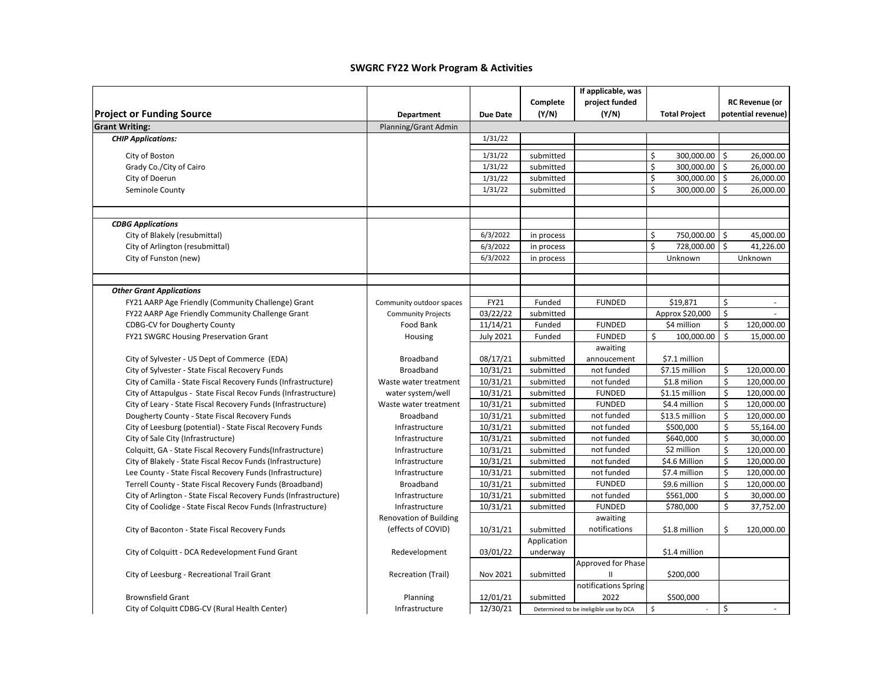# SWGRC FY22 Work Program & Activities

| Project or Funding Source | Department | Due Date | Complete (Y/N) | If applicable, was project funded (Y/N) | Total Project | RC Revenue (or potential revenue) |
|---|---|---|---|---|---|---|
| **Grant Writing:** | Planning/Grant Admin | | | | | |
| ***CHIP Applications:*** | | 1/31/22 | | | | |
| City of Boston | | 1/31/22 | submitted | | $ 300,000.00 | $ 26,000.00 |
| Grady Co./City of Cairo | | 1/31/22 | submitted | | $ 300,000.00 | $ 26,000.00 |
| City of Doerun | | 1/31/22 | submitted | | $ 300,000.00 | $ 26,000.00 |
| Seminole County | | 1/31/22 | submitted | | $ 300,000.00 | $ 26,000.00 |
| | | | | | | |
| ***CDBG Applications*** | | | | | | |
| City of Blakely (resubmittal) | | 6/3/2022 | in process | | $ 750,000.00 | $ 45,000.00 |
| City of Arlington (resubmittal) | | 6/3/2022 | in process | | $ 728,000.00 | $ 41,226.00 |
| City of Funston (new) | | 6/3/2022 | in process | | Unknown | Unknown |
| | | | | | | |
| ***Other Grant Applications*** | | | | | | |
| FY21 AARP Age Friendly (Community Challenge) Grant | Community outdoor spaces | FY21 | Funded | FUNDED | $19,871 | $ - |
| FY22 AARP Age Friendly Community Challenge Grant | Community Projects | 03/22/22 | submitted | | Approx $20,000 | $ - |
| CDBG-CV for Dougherty County | Food Bank | 11/14/21 | Funded | FUNDED | $4 million | $ 120,000.00 |
| FY21 SWGRC Housing Preservation Grant | Housing | July 2021 | Funded | FUNDED | $ 100,000.00 | $ 15,000.00 |
| City of Sylvester - US Dept of Commerce (EDA) | Broadband | 08/17/21 | submitted | awaiting annoucement | $7.1 million | |
| City of Sylvester - State Fiscal Recovery Funds | Broadband | 10/31/21 | submitted | not funded | $7.15 million | $ 120,000.00 |
| City of Camilla - State Fiscal Recovery Funds (Infrastructure) | Waste water treatment | 10/31/21 | submitted | not funded | $1.8 milion | $ 120,000.00 |
| City of Attapulgus - State Fiscal Recov Funds (Infrastructure) | water system/well | 10/31/21 | submitted | FUNDED | $1.15 million | $ 120,000.00 |
| City of Leary - State Fiscal Recovery Funds (Infrastructure) | Waste water treatment | 10/31/21 | submitted | FUNDED | $4.4 million | $ 120,000.00 |
| Dougherty County - State Fiscal Recovery Funds | Broadband | 10/31/21 | submitted | not funded | $13.5 million | $ 120,000.00 |
| City of Leesburg (potential) - State Fiscal Recovery Funds | Infrastructure | 10/31/21 | submitted | not funded | $500,000 | $ 55,164.00 |
| City of Sale City (Infrastructure) | Infrastructure | 10/31/21 | submitted | not funded | $640,000 | $ 30,000.00 |
| Colquitt, GA - State Fiscal Recovery Funds(Infrastructure) | Infrastructure | 10/31/21 | submitted | not funded | $2 million | $ 120,000.00 |
| City of Blakely - State Fiscal Recov Funds (Infrastructure) | Infrastructure | 10/31/21 | submitted | not funded | $4.6 Million | $ 120,000.00 |
| Lee County - State Fiscal Recovery Funds (Infrastructure) | Infrastructure | 10/31/21 | submitted | not funded | $7.4 million | $ 120,000.00 |
| Terrell County - State Fiscal Recovery Funds (Broadband) | Broadband | 10/31/21 | submitted | FUNDED | $9.6 million | $ 120,000.00 |
| City of Arlington - State Fiscal Recovery Funds (Infrastructure) | Infrastructure | 10/31/21 | submitted | not funded | $561,000 | $ 30,000.00 |
| City of Coolidge - State Fiscal Recov Funds (Infrastructure) | Infrastructure | 10/31/21 | submitted | FUNDED | $780,000 | $ 37,752.00 |
| City of Baconton - State Fiscal Recovery Funds | Renovation of Building (effects of COVID) | 10/31/21 | submitted | awaiting notifications | $1.8 million | $ 120,000.00 |
| City of Colquitt - DCA Redevelopment Fund Grant | Redevelopment | 03/01/22 | Application underway | | $1.4 million | |
| City of Leesburg - Recreational Trail Grant | Recreation (Trail) | Nov 2021 | submitted | Approved for Phase II | $200,000 | |
| Brownsfield Grant | Planning | 12/01/21 | submitted | notifications Spring 2022 | $500,000 | |
| City of Colquitt CDBG-CV (Rural Health Center) | Infrastructure | 12/30/21 | Determined to be ineligible use by DCA | | $ - | $ - |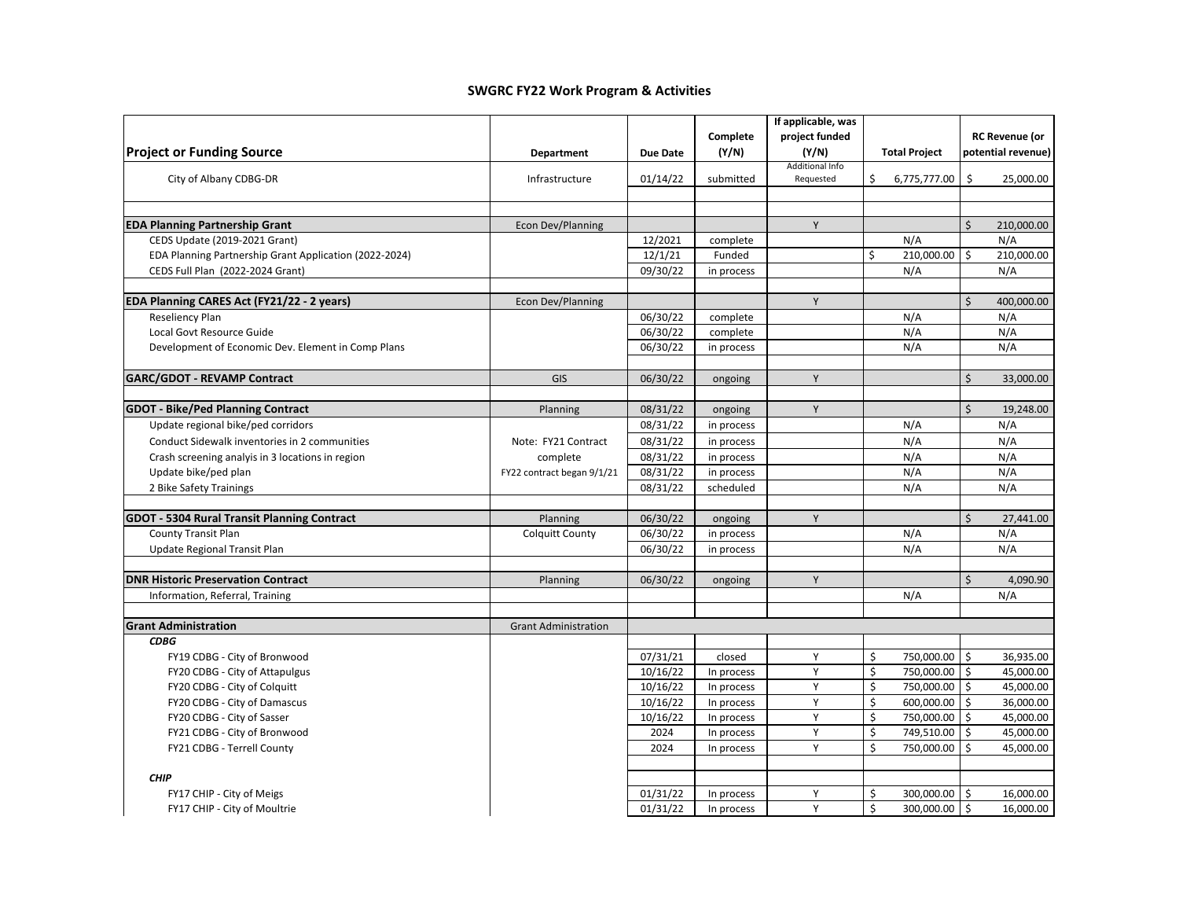## SWGRC FY22 Work Program & Activities

| Project or Funding Source | Department | Due Date | Complete (Y/N) | If applicable, was project funded (Y/N) | Total Project | RC Revenue (or potential revenue) |
|---|---|---|---|---|---|---|
| City of Albany CDBG-DR | Infrastructure | 01/14/22 | submitted | Additional Info Requested | $ 6,775,777.00 | $ 25,000.00 |
| | | | | | | |
| **EDA Planning Partnership Grant** | Econ Dev/Planning | | | Y | | $ 210,000.00 |
| CEDS Update (2019-2021 Grant) | | 12/2021 | complete | | N/A | N/A |
| EDA Planning Partnership Grant Application (2022-2024) | | 12/1/21 | Funded | | $ 210,000.00 | $ 210,000.00 |
| CEDS Full Plan (2022-2024 Grant) | | 09/30/22 | in process | | N/A | N/A |
| | | | | | | |
| **EDA Planning CARES Act (FY21/22 - 2 years)** | Econ Dev/Planning | | | Y | | $ 400,000.00 |
| Reseliency Plan | | 06/30/22 | complete | | N/A | N/A |
| Local Govt Resource Guide | | 06/30/22 | complete | | N/A | N/A |
| Development of Economic Dev. Element in Comp Plans | | 06/30/22 | in process | | N/A | N/A |
| | | | | | | |
| **GARC/GDOT - REVAMP Contract** | GIS | 06/30/22 | ongoing | Y | | $ 33,000.00 |
| | | | | | | |
| **GDOT - Bike/Ped Planning Contract** | Planning | 08/31/22 | ongoing | Y | | $ 19,248.00 |
| Update regional bike/ped corridors | | 08/31/22 | in process | | N/A | N/A |
| Conduct Sidewalk inventories in 2 communities | Note: FY21 Contract | 08/31/22 | in process | | N/A | N/A |
| Crash screening analyis in 3 locations in region | complete | 08/31/22 | in process | | N/A | N/A |
| Update bike/ped plan | FY22 contract began 9/1/21 | 08/31/22 | in process | | N/A | N/A |
| 2 Bike Safety Trainings | | 08/31/22 | scheduled | | N/A | N/A |
| | | | | | | |
| **GDOT - 5304 Rural Transit Planning Contract** | Planning | 06/30/22 | ongoing | Y | | $ 27,441.00 |
| County Transit Plan | Colquitt County | 06/30/22 | in process | | N/A | N/A |
| Update Regional Transit Plan | | 06/30/22 | in process | | N/A | N/A |
| | | | | | | |
| **DNR Historic Preservation Contract** | Planning | 06/30/22 | ongoing | Y | | $ 4,090.90 |
| Information, Referral, Training | | | | | N/A | N/A |
| | | | | | | |
| **Grant Administration** | Grant Administration | | | | | |
| ***CDBG*** | | | | | | |
| FY19 CDBG - City of Bronwood | | 07/31/21 | closed | Y | $ 750,000.00 | $ 36,935.00 |
| FY20 CDBG - City of Attapulgus | | 10/16/22 | In process | Y | $ 750,000.00 | $ 45,000.00 |
| FY20 CDBG - City of Colquitt | | 10/16/22 | In process | Y | $ 750,000.00 | $ 45,000.00 |
| FY20 CDBG - City of Damascus | | 10/16/22 | In process | Y | $ 600,000.00 | $ 36,000.00 |
| FY20 CDBG - City of Sasser | | 10/16/22 | In process | Y | $ 750,000.00 | $ 45,000.00 |
| FY21 CDBG - City of Bronwood | | 2024 | In process | Y | $ 749,510.00 | $ 45,000.00 |
| FY21 CDBG - Terrell County | | 2024 | In process | Y | $ 750,000.00 | $ 45,000.00 |
| | | | | | | |
| ***CHIP*** | | | | | | |
| FY17 CHIP - City of Meigs | | 01/31/22 | In process | Y | $ 300,000.00 | $ 16,000.00 |
| FY17 CHIP - City of Moultrie | | 01/31/22 | In process | Y | $ 300,000.00 | $ 16,000.00 |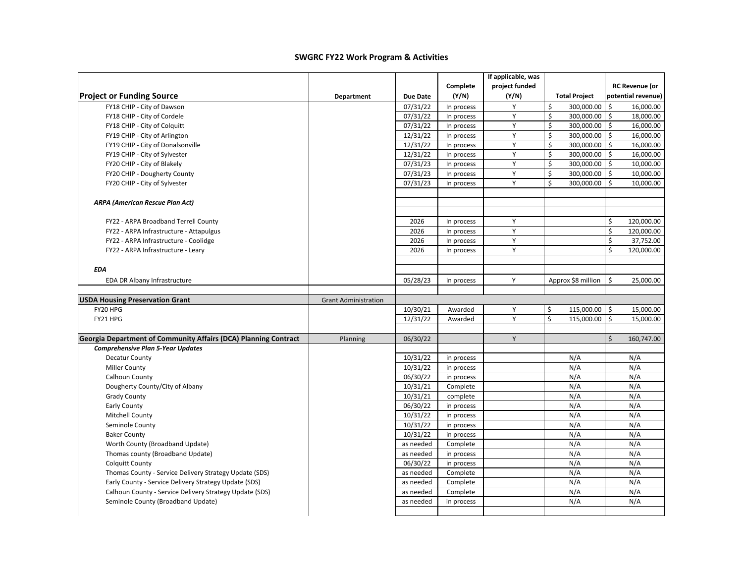## SWGRC FY22 Work Program & Activities

| Project or Funding Source | Department | Due Date | Complete (Y/N) | If applicable, was project funded (Y/N) | Total Project | RC Revenue (or potential revenue) |
|---|---|---|---|---|---|---|
| FY18 CHIP - City of Dawson | | 07/31/22 | In process | Y | $ 300,000.00 | $ 16,000.00 |
| FY18 CHIP - City of Cordele | | 07/31/22 | In process | Y | $ 300,000.00 | $ 18,000.00 |
| FY18 CHIP - City of Colquitt | | 07/31/22 | In process | Y | $ 300,000.00 | $ 16,000.00 |
| FY19 CHIP - City of Arlington | | 12/31/22 | In process | Y | $ 300,000.00 | $ 16,000.00 |
| FY19 CHIP - City of Donalsonville | | 12/31/22 | In process | Y | $ 300,000.00 | $ 16,000.00 |
| FY19 CHIP - City of Sylvester | | 12/31/22 | In process | Y | $ 300,000.00 | $ 16,000.00 |
| FY20 CHIP - City of Blakely | | 07/31/23 | In process | Y | $ 300,000.00 | $ 10,000.00 |
| FY20 CHIP - Dougherty County | | 07/31/23 | In process | Y | $ 300,000.00 | $ 10,000.00 |
| FY20 CHIP - City of Sylvester | | 07/31/23 | In process | Y | $ 300,000.00 | $ 10,000.00 |
| | | | | | | |
| ***ARPA (American Rescue Plan Act)*** | | | | | | |
| | | | | | | |
| FY22 - ARPA Broadband Terrell County | | 2026 | In process | Y | | $ 120,000.00 |
| FY22 - ARPA Infrastructure - Attapulgus | | 2026 | In process | Y | | $ 120,000.00 |
| FY22 - ARPA Infrastructure - Coolidge | | 2026 | In process | Y | | $ 37,752.00 |
| FY22 - ARPA Infrastructure - Leary | | 2026 | In process | Y | | $ 120,000.00 |
| | | | | | | |
| ***EDA*** | | | | | | |
| EDA DR Albany Infrastructure | | 05/28/23 | in process | Y | Approx $8 million | $ 25,000.00 |
| | | | | | | |
| **USDA Housing Preservation Grant** | Grant Administration | | | | | |
| FY20 HPG | | 10/30/21 | Awarded | Y | $ 115,000.00 | $ 15,000.00 |
| FY21 HPG | | 12/31/22 | Awarded | Y | $ 115,000.00 | $ 15,000.00 |
| | | | | | | |
| **Georgia Department of Community Affairs (DCA) Planning Contract** | Planning | 06/30/22 | | Y | | $ 160,747.00 |
| ***Comprehensive Plan 5-Year Updates*** | | | | | | |
| Decatur County | | 10/31/22 | in process | | N/A | N/A |
| Miller County | | 10/31/22 | in process | | N/A | N/A |
| Calhoun County | | 06/30/22 | in process | | N/A | N/A |
| Dougherty County/City of Albany | | 10/31/21 | Complete | | N/A | N/A |
| Grady County | | 10/31/21 | complete | | N/A | N/A |
| Early County | | 06/30/22 | in process | | N/A | N/A |
| Mitchell County | | 10/31/22 | in process | | N/A | N/A |
| Seminole County | | 10/31/22 | in process | | N/A | N/A |
| Baker County | | 10/31/22 | in process | | N/A | N/A |
| Worth County (Broadband Update) | | as needed | Complete | | N/A | N/A |
| Thomas county (Broadband Update) | | as needed | in process | | N/A | N/A |
| Colquitt County | | 06/30/22 | in process | | N/A | N/A |
| Thomas County - Service Delivery Strategy Update (SDS) | | as needed | Complete | | N/A | N/A |
| Early County - Service Delivery Strategy Update (SDS) | | as needed | Complete | | N/A | N/A |
| Calhoun County - Service Delivery Strategy Update (SDS) | | as needed | Complete | | N/A | N/A |
| Seminole County (Broadband Update) | | as needed | in process | | N/A | N/A |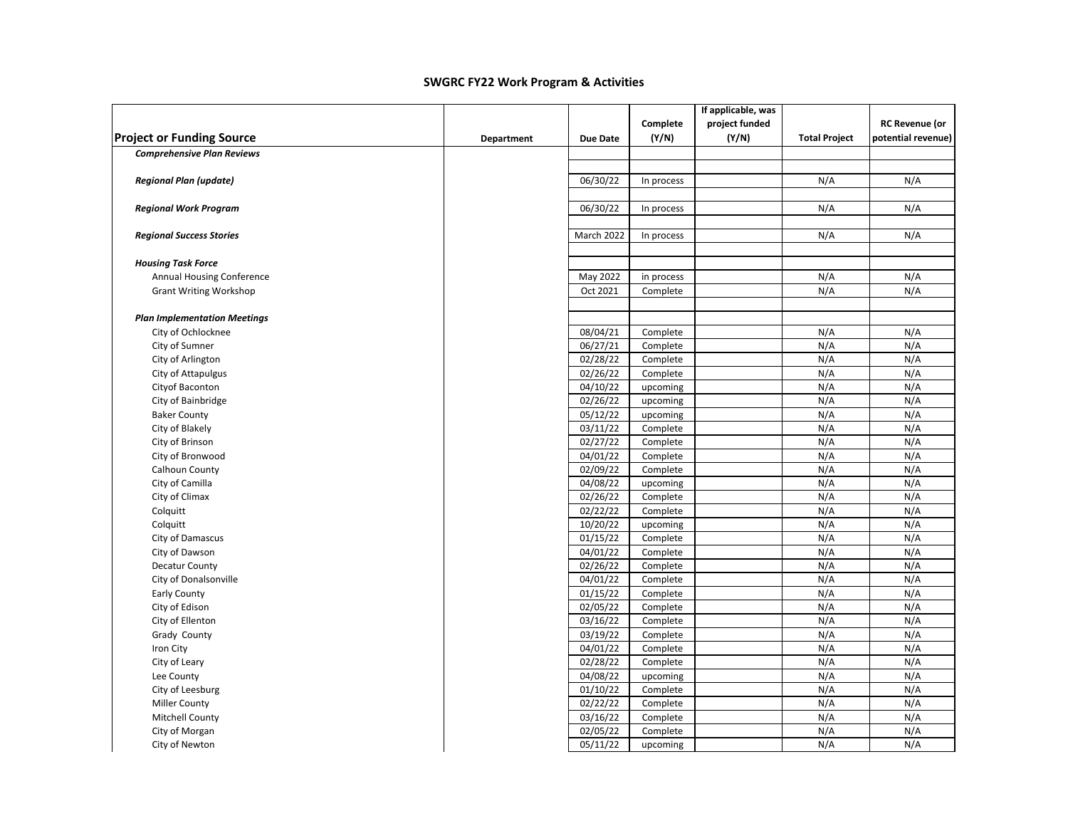## SWGRC FY22 Work Program & Activities

| Project or Funding Source | Department | Due Date | Complete (Y/N) | If applicable, was project funded (Y/N) | Total Project | RC Revenue (or potential revenue) |
|---|---|---|---|---|---|---|
| ***Comprehensive Plan Reviews*** | | | | | | |
| ***Regional Plan (update)*** | | 06/30/22 | In process | | N/A | N/A |
| ***Regional Work Program*** | | 06/30/22 | In process | | N/A | N/A |
| ***Regional Success Stories*** | | March 2022 | In process | | N/A | N/A |
| ***Housing Task Force*** | | | | | | |
| Annual Housing Conference | | May 2022 | in process | | N/A | N/A |
| Grant Writing Workshop | | Oct 2021 | Complete | | N/A | N/A |
| ***Plan Implementation Meetings*** | | | | | | |
| City of Ochlocknee | | 08/04/21 | Complete | | N/A | N/A |
| City of Sumner | | 06/27/21 | Complete | | N/A | N/A |
| City of Arlington | | 02/28/22 | Complete | | N/A | N/A |
| City of Attapulgus | | 02/26/22 | Complete | | N/A | N/A |
| Cityof Baconton | | 04/10/22 | upcoming | | N/A | N/A |
| City of Bainbridge | | 02/26/22 | upcoming | | N/A | N/A |
| Baker County | | 05/12/22 | upcoming | | N/A | N/A |
| City of Blakely | | 03/11/22 | Complete | | N/A | N/A |
| City of Brinson | | 02/27/22 | Complete | | N/A | N/A |
| City of Bronwood | | 04/01/22 | Complete | | N/A | N/A |
| Calhoun County | | 02/09/22 | Complete | | N/A | N/A |
| City of Camilla | | 04/08/22 | upcoming | | N/A | N/A |
| City of Climax | | 02/26/22 | Complete | | N/A | N/A |
| Colquitt | | 02/22/22 | Complete | | N/A | N/A |
| Colquitt | | 10/20/22 | upcoming | | N/A | N/A |
| City of Damascus | | 01/15/22 | Complete | | N/A | N/A |
| City of Dawson | | 04/01/22 | Complete | | N/A | N/A |
| Decatur County | | 02/26/22 | Complete | | N/A | N/A |
| City of Donalsonville | | 04/01/22 | Complete | | N/A | N/A |
| Early County | | 01/15/22 | Complete | | N/A | N/A |
| City of Edison | | 02/05/22 | Complete | | N/A | N/A |
| City of Ellenton | | 03/16/22 | Complete | | N/A | N/A |
| Grady County | | 03/19/22 | Complete | | N/A | N/A |
| Iron City | | 04/01/22 | Complete | | N/A | N/A |
| City of Leary | | 02/28/22 | Complete | | N/A | N/A |
| Lee County | | 04/08/22 | upcoming | | N/A | N/A |
| City of Leesburg | | 01/10/22 | Complete | | N/A | N/A |
| Miller County | | 02/22/22 | Complete | | N/A | N/A |
| Mitchell County | | 03/16/22 | Complete | | N/A | N/A |
| City of Morgan | | 02/05/22 | Complete | | N/A | N/A |
| City of Newton | | 05/11/22 | upcoming | | N/A | N/A |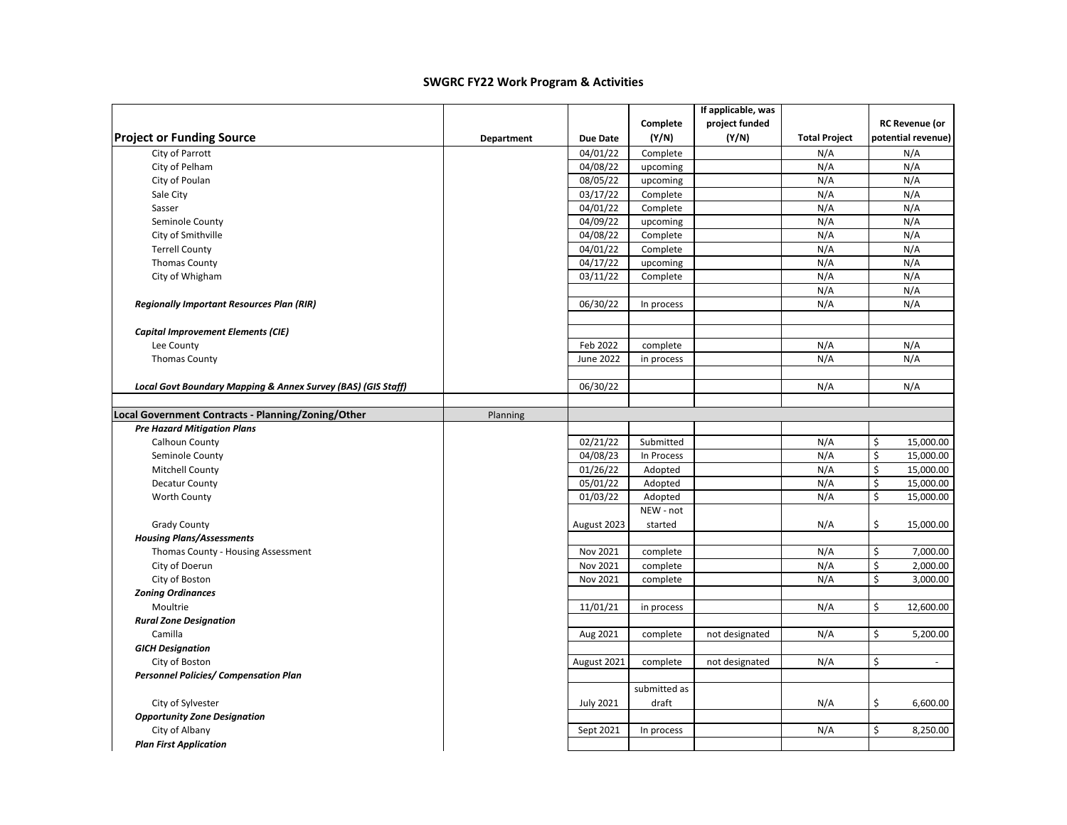# SWGRC FY22 Work Program & Activities

| Project or Funding Source | Department | Due Date | Complete (Y/N) | If applicable, was project funded (Y/N) | Total Project | RC Revenue (or potential revenue) |
|---|---|---|---|---|---|---|
| City of Parrott | | 04/01/22 | Complete | | N/A | N/A |
| City of Pelham | | 04/08/22 | upcoming | | N/A | N/A |
| City of Poulan | | 08/05/22 | upcoming | | N/A | N/A |
| Sale City | | 03/17/22 | Complete | | N/A | N/A |
| Sasser | | 04/01/22 | Complete | | N/A | N/A |
| Seminole County | | 04/09/22 | upcoming | | N/A | N/A |
| City of Smithville | | 04/08/22 | Complete | | N/A | N/A |
| Terrell County | | 04/01/22 | Complete | | N/A | N/A |
| Thomas County | | 04/17/22 | upcoming | | N/A | N/A |
| City of Whigham | | 03/11/22 | Complete | | N/A | N/A |
| | | | | | N/A | N/A |
| ***Regionally Important Resources Plan (RIR)*** | | 06/30/22 | In process | | N/A | N/A |
| | | | | | | |
| ***Capital Improvement Elements (CIE)*** | | | | | | |
| Lee County | | Feb 2022 | complete | | N/A | N/A |
| Thomas County | | June 2022 | in process | | N/A | N/A |
| | | | | | | |
| ***Local Govt Boundary Mapping & Annex Survey (BAS) (GIS Staff)*** | | 06/30/22 | | | N/A | N/A |
| | | | | | | |
| **Local Government Contracts - Planning/Zoning/Other** | Planning | | | | | |
| ***Pre Hazard Mitigation Plans*** | | | | | | |
| Calhoun County | | 02/21/22 | Submitted | | N/A | $ 15,000.00 |
| Seminole County | | 04/08/23 | In Process | | N/A | $ 15,000.00 |
| Mitchell County | | 01/26/22 | Adopted | | N/A | $ 15,000.00 |
| Decatur County | | 05/01/22 | Adopted | | N/A | $ 15,000.00 |
| Worth County | | 01/03/22 | Adopted | | N/A | $ 15,000.00 |
| Grady County | | August 2023 | NEW - not started | | N/A | $ 15,000.00 |
| ***Housing Plans/Assessments*** | | | | | | |
| Thomas County - Housing Assessment | | Nov 2021 | complete | | N/A | $ 7,000.00 |
| City of Doerun | | Nov 2021 | complete | | N/A | $ 2,000.00 |
| City of Boston | | Nov 2021 | complete | | N/A | $ 3,000.00 |
| ***Zoning Ordinances*** | | | | | | |
| Moultrie | | 11/01/21 | in process | | N/A | $ 12,600.00 |
| ***Rural Zone Designation*** | | | | | | |
| Camilla | | Aug 2021 | complete | not designated | N/A | $ 5,200.00 |
| ***GICH Designation*** | | | | | | |
| City of Boston | | August 2021 | complete | not designated | N/A | $ - |
| ***Personnel Policies/ Compensation Plan*** | | | | | | |
| City of Sylvester | | July 2021 | submitted as draft | | N/A | $ 6,600.00 |
| ***Opportunity Zone Designation*** | | | | | | |
| City of Albany | | Sept 2021 | In process | | N/A | $ 8,250.00 |
| ***Plan First Application*** | | | | | | |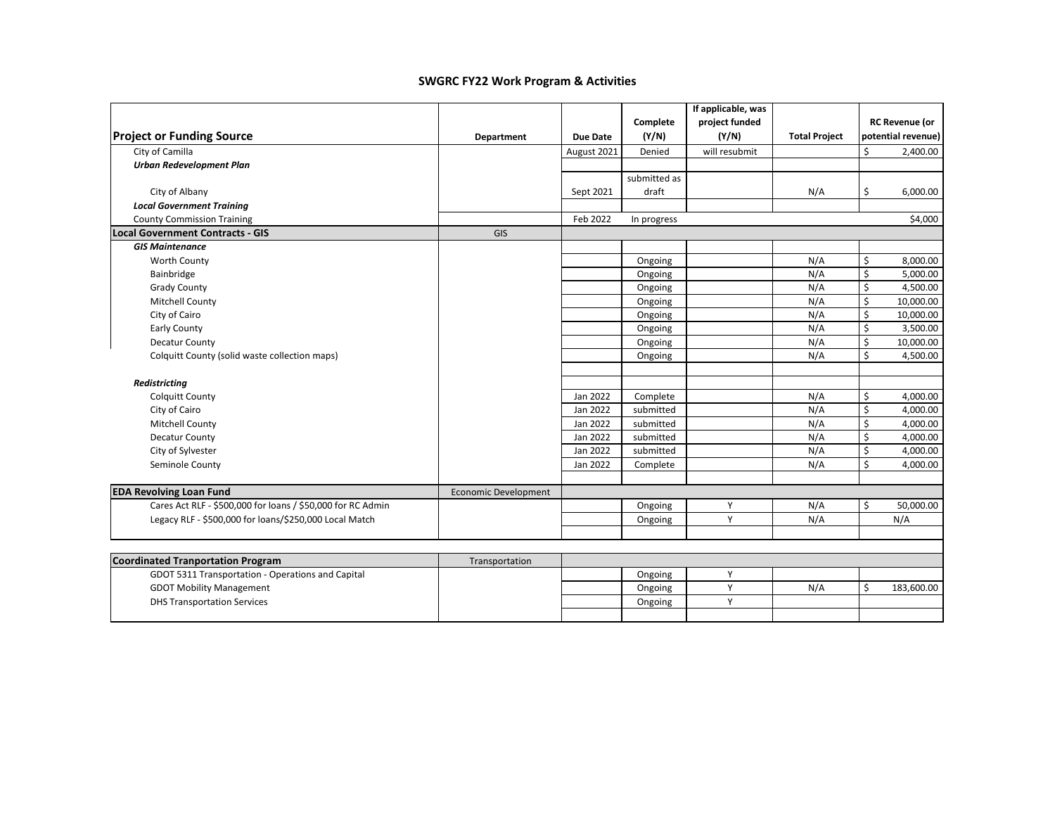# SWGRC FY22 Work Program & Activities

| Project or Funding Source | Department | Due Date | Complete (Y/N) | If applicable, was project funded (Y/N) | Total Project | RC Revenue (or potential revenue) |
|---|---|---|---|---|---|---|
| City of Camilla | | August 2021 | Denied | will resubmit | | $ 2,400.00 |
| ***Urban Redevelopment Plan*** | | | | | | |
| City of Albany | | Sept 2021 | submitted as draft | | N/A | $ 6,000.00 |
| ***Local Government Training*** | | | | | | |
| County Commission Training | | Feb 2022 | In progress | | | $4,000 |
| **Local Government Contracts - GIS** | GIS | | | | | |
| ***GIS Maintenance*** | | | | | | |
| Worth County | | | Ongoing | | N/A | $ 8,000.00 |
| Bainbridge | | | Ongoing | | N/A | $ 5,000.00 |
| Grady County | | | Ongoing | | N/A | $ 4,500.00 |
| Mitchell County | | | Ongoing | | N/A | $ 10,000.00 |
| City of Cairo | | | Ongoing | | N/A | $ 10,000.00 |
| Early County | | | Ongoing | | N/A | $ 3,500.00 |
| Decatur County | | | Ongoing | | N/A | $ 10,000.00 |
| Colquitt County (solid waste collection maps) | | | Ongoing | | N/A | $ 4,500.00 |
| ***Redistricting*** | | | | | | |
| Colquitt County | | Jan 2022 | Complete | | N/A | $ 4,000.00 |
| City of Cairo | | Jan 2022 | submitted | | N/A | $ 4,000.00 |
| Mitchell County | | Jan 2022 | submitted | | N/A | $ 4,000.00 |
| Decatur County | | Jan 2022 | submitted | | N/A | $ 4,000.00 |
| City of Sylvester | | Jan 2022 | submitted | | N/A | $ 4,000.00 |
| Seminole County | | Jan 2022 | Complete | | N/A | $ 4,000.00 |
| **EDA Revolving Loan Fund** | Economic Development | | | | | |
| Cares Act RLF - $500,000 for loans / $50,000 for RC Admin | | | Ongoing | Y | N/A | $ 50,000.00 |
| Legacy RLF - $500,000 for loans/$250,000 Local Match | | | Ongoing | Y | N/A | N/A |
| **Coordinated Tranportation Program** | Transportation | | | | | |
| GDOT 5311 Transportation - Operations and Capital | | | Ongoing | Y | | |
| GDOT Mobility Management | | | Ongoing | Y | N/A | $ 183,600.00 |
| DHS Transportation Services | | | Ongoing | Y | | |